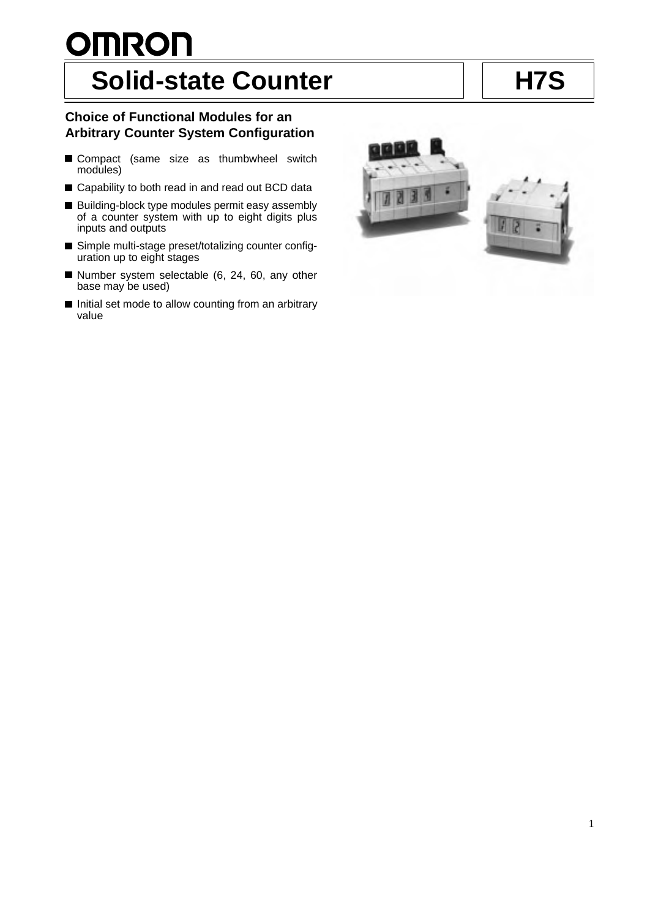OMRON

# Solid-state Counter

# H7S

### Choice of Functional Modules for an Arbitrary Counter System Configuration

- Compact (same size as thumbwheel switch modules)
- Capability to both read in and read out BCD data
- Building-block type modules permit easy assembly of a counter system with up to eight digits plus inputs and outputs
- Simple multi-stage preset/totalizing counter configuration up to eight stages
- Number system selectable (6, 24, 60, any other base may be used)
- Initial set mode to allow counting from an arbitrary value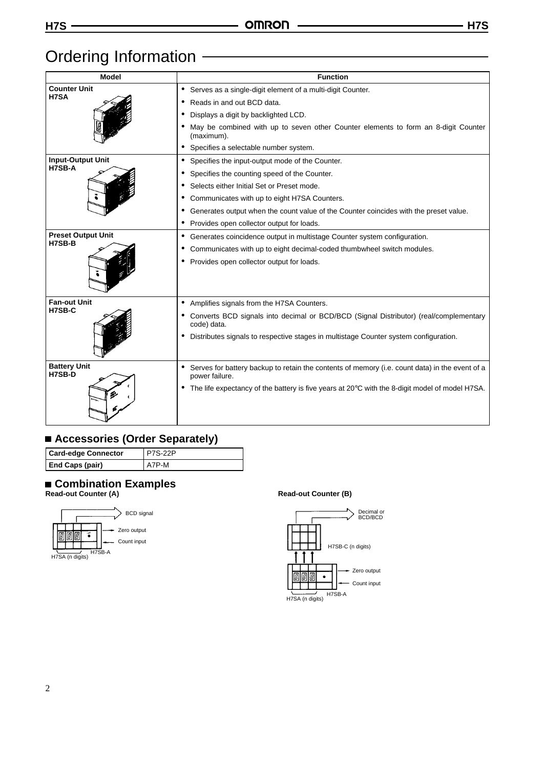# Ordering Information

| Model | Function |
|---|---|
| **Counter Unit**<br>**H7SA** | • Serves as a single-digit element of a multi-digit Counter.<br>• Reads in and out BCD data.<br>• Displays a digit by backlighted LCD.<br>• May be combined with up to seven other Counter elements to form an 8-digit Counter (maximum).<br>• Specifies a selectable number system. |
| **Input-Output Unit**<br>**H7SB-A** | • Specifies the input-output mode of the Counter.<br>• Specifies the counting speed of the Counter.<br>• Selects either Initial Set or Preset mode.<br>• Communicates with up to eight H7SA Counters.<br>• Generates output when the count value of the Counter coincides with the preset value.<br>• Provides open collector output for loads. |
| **Preset Output Unit**<br>**H7SB-B** | • Generates coincidence output in multistage Counter system configuration.<br>• Communicates with up to eight decimal-coded thumbwheel switch modules.<br>• Provides open collector output for loads. |
| **Fan-out Unit**<br>**H7SB-C** | • Amplifies signals from the H7SA Counters.<br>• Converts BCD signals into decimal or BCD/BCD (Signal Distributor) (real/complementary code) data.<br>• Distributes signals to respective stages in multistage Counter system configuration. |
| **Battery Unit**<br>**H7SB-D** | • Serves for battery backup to retain the contents of memory (i.e. count data) in the event of a power failure.<br>• The life expectancy of the battery is five years at 20°C with the 8-digit model of model H7SA. |

## ■ Accessories (Order Separately)

| Card-edge Connector | P7S-22P |
|---|---|
| **End Caps (pair)** | A7P-M |

## ■ Combination Examples

**Read-out Counter (A)**

BCD signal
Zero output
Count input
H7SA (n digits)
H7SB-A

**Read-out Counter (B)**

Decimal or BCD/BCD
H7SB-C (n digits)
Zero output
Count input
H7SA (n digits)
H7SB-A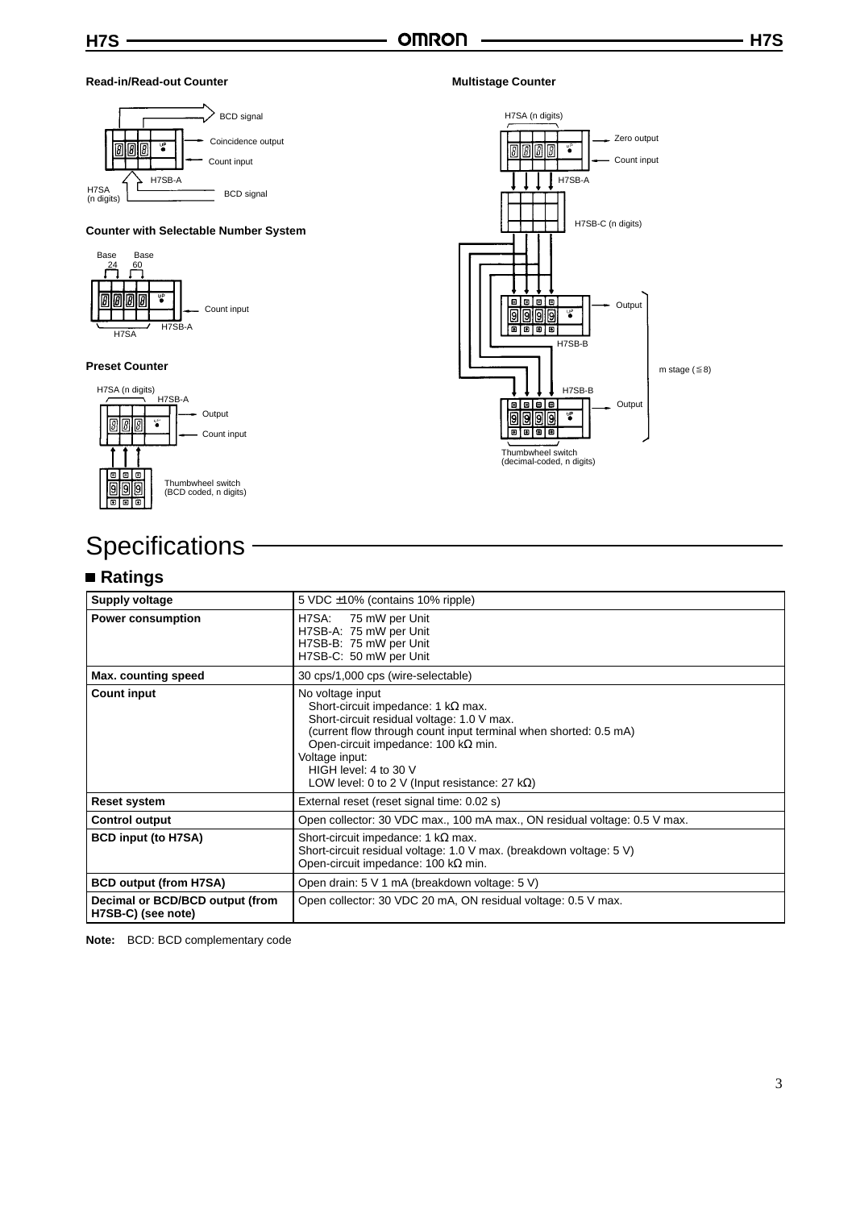**Read-in/Read-out Counter**

BCD signal

Coincidence output

Count input

H7SB-A

H7SA (n digits)

BCD signal

**Counter with Selectable Number System**

Base 24 Base 60

Count input

H7SA H7SB-A

**Preset Counter**

H7SA (n digits) H7SB-A

Output

Count input

Thumbwheel switch (BCD coded, n digits)

**Multistage Counter**

H7SA (n digits)

Zero output

Count input

H7SB-A

H7SB-C (n digits)

Output

H7SB-B

m stage (≦8)

H7SB-B

Output

Thumbwheel switch (decimal-coded, n digits)

# Specifications

## ■ Ratings

| Supply voltage | 5 VDC ±10% (contains 10% ripple) |
|---|---|
| **Power consumption** | H7SA: 75 mW per Unit<br>H7SB-A: 75 mW per Unit<br>H7SB-B: 75 mW per Unit<br>H7SB-C: 50 mW per Unit |
| **Max. counting speed** | 30 cps/1,000 cps (wire-selectable) |
| **Count input** | No voltage input<br>Short-circuit impedance: 1 kΩ max.<br>Short-circuit residual voltage: 1.0 V max.<br>(current flow through count input terminal when shorted: 0.5 mA)<br>Open-circuit impedance: 100 kΩ min.<br>Voltage input:<br>HIGH level: 4 to 30 V<br>LOW level: 0 to 2 V (Input resistance: 27 kΩ) |
| **Reset system** | External reset (reset signal time: 0.02 s) |
| **Control output** | Open collector: 30 VDC max., 100 mA max., ON residual voltage: 0.5 V max. |
| **BCD input (to H7SA)** | Short-circuit impedance: 1 kΩ max.<br>Short-circuit residual voltage: 1.0 V max. (breakdown voltage: 5 V)<br>Open-circuit impedance: 100 kΩ min. |
| **BCD output (from H7SA)** | Open drain: 5 V 1 mA (breakdown voltage: 5 V) |
| **Decimal or BCD/BCD output (from H7SB-C) (see note)** | Open collector: 30 VDC 20 mA, ON residual voltage: 0.5 V max. |

**Note:** BCD: BCD complementary code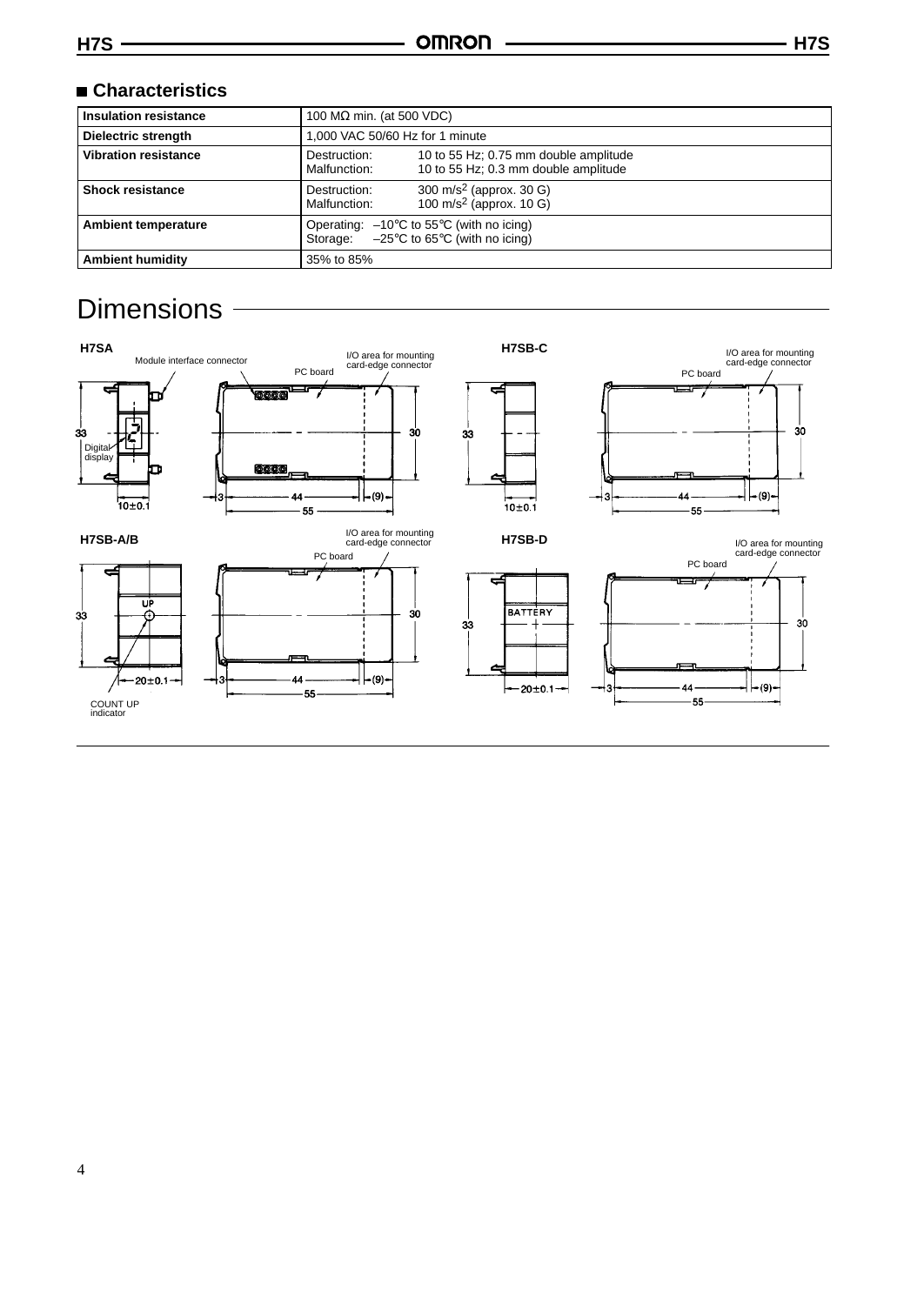## ■ Characteristics

| Insulation resistance | 100 MΩ min. (at 500 VDC) |
|---|---|
| Dielectric strength | 1,000 VAC 50/60 Hz for 1 minute |
| Vibration resistance | Destruction: 10 to 55 Hz; 0.75 mm double amplitude<br>Malfunction: 10 to 55 Hz; 0.3 mm double amplitude |
| Shock resistance | Destruction: 300 m/s² (approx. 30 G)<br>Malfunction: 100 m/s² (approx. 10 G) |
| Ambient temperature | Operating: –10°C to 55°C (with no icing)<br>Storage: –25°C to 65°C (with no icing) |
| Ambient humidity | 35% to 85% |

# Dimensions

**H7SA**

Module interface connector, Digital display, PC board, I/O area for mounting card-edge connector

33, 10±0.1, 3, 44, (9), 55, 30

**H7SB-C**

PC board, I/O area for mounting card-edge connector

33, 10±0.1, 3, 44, (9), 55, 30

**H7SB-A/B**

UP, COUNT UP indicator, PC board, I/O area for mounting card-edge connector

33, 20±0.1, 3, 44, (9), 55, 30

**H7SB-D**

BATTERY, PC board, I/O area for mounting card-edge connector

33, 20±0.1, 3, 44, (9), 55, 30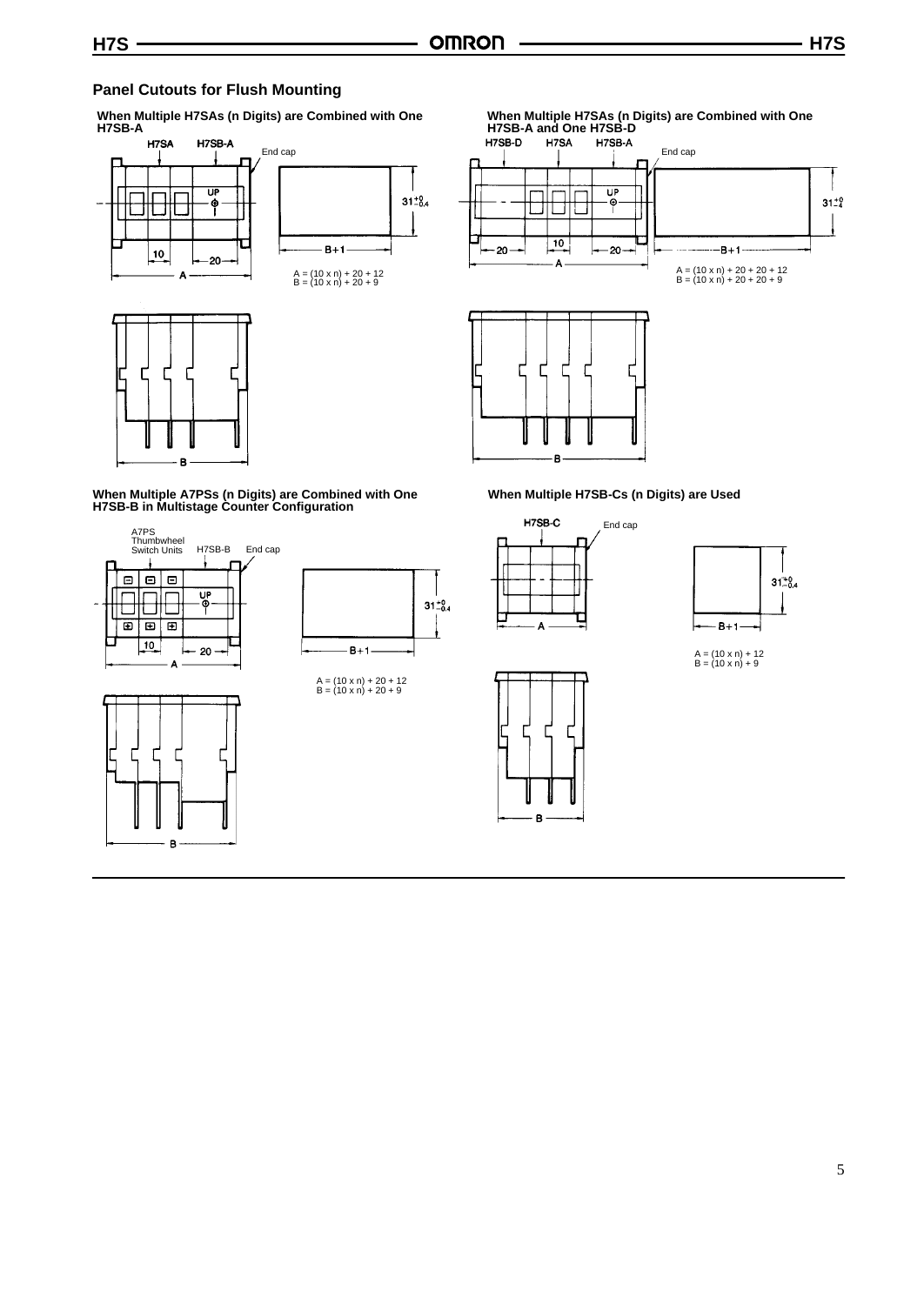## Panel Cutouts for Flush Mounting

**When Multiple H7SAs (n Digits) are Combined with One H7SB-A**

H7SA H7SB-A End cap

UP

10 20 A

$31^{+0}_{-0.4}$

B+1

A = (10 x n) + 20 + 12
B = (10 x n) + 20 + 9

B

**When Multiple H7SAs (n Digits) are Combined with One H7SB-A and One H7SB-D**

H7SB-D H7SA H7SB-A End cap

UP

20 10 20 A

$31^{+0}_{-4}$

B+1

A = (10 x n) + 20 + 20 + 12
B = (10 x n) + 20 + 20 + 9

B

**When Multiple A7PSs (n Digits) are Combined with One H7SB-B in Multistage Counter Configuration**

A7PS Thumbwheel Switch Units H7SB-B End cap

UP

10 20 A

$31^{+0}_{-0.4}$

B+1

A = (10 x n) + 20 + 12
B = (10 x n) + 20 + 9

B

**When Multiple H7SB-Cs (n Digits) are Used**

H7SB-C End cap

A

$31^{+0}_{-0.4}$

B+1

A = (10 x n) + 12
B = (10 x n) + 9

B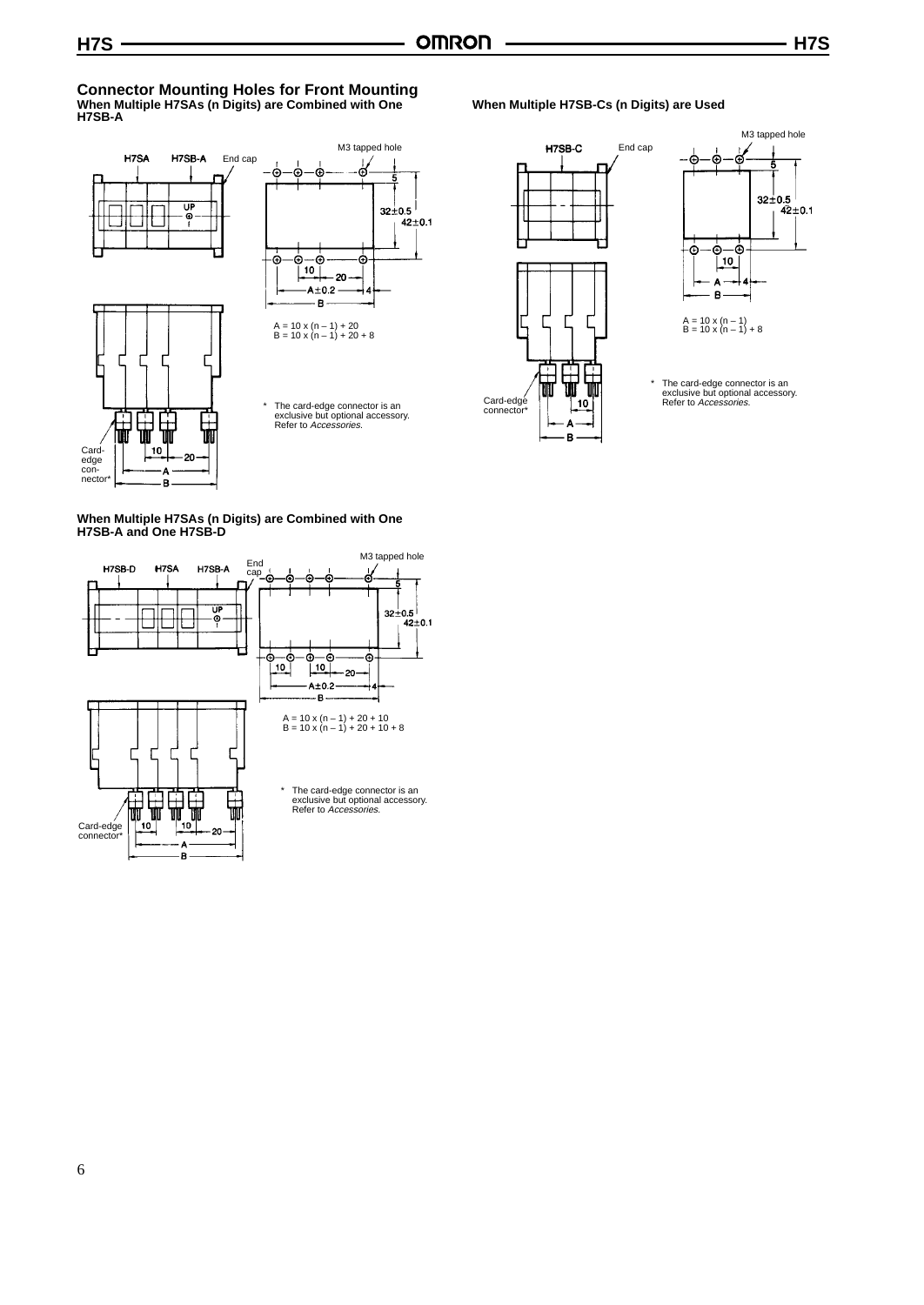## Connector Mounting Holes for Front Mounting

### When Multiple H7SAs (n Digits) are Combined with One H7SB-A

H7SA H7SB-A End cap

M3 tapped hole

5

32±0.5

42±0.1

10 20

A±0.2 4

B

A = 10 x (n – 1) + 20
B = 10 x (n – 1) + 20 + 8

* The card-edge connector is an exclusive but optional accessory. Refer to *Accessories.*

Card-edge connector*

10 20

A

B

### When Multiple H7SB-Cs (n Digits) are Used

H7SB-C End cap

M3 tapped hole

5

32±0.5

42±0.1

10

A 4

B

A = 10 x (n – 1)
B = 10 x (n – 1) + 8

* The card-edge connector is an exclusive but optional accessory. Refer to *Accessories.*

Card-edge connector*

10

A

B

### When Multiple H7SAs (n Digits) are Combined with One H7SB-A and One H7SB-D

H7SB-D H7SA H7SB-A End cap

M3 tapped hole

5

32±0.5

42±0.1

10 10 20

A±0.2 4

B

A = 10 x (n – 1) + 20 + 10
B = 10 x (n – 1) + 20 + 10 + 8

* The card-edge connector is an exclusive but optional accessory. Refer to *Accessories.*

Card-edge connector*

10 10 20

A

B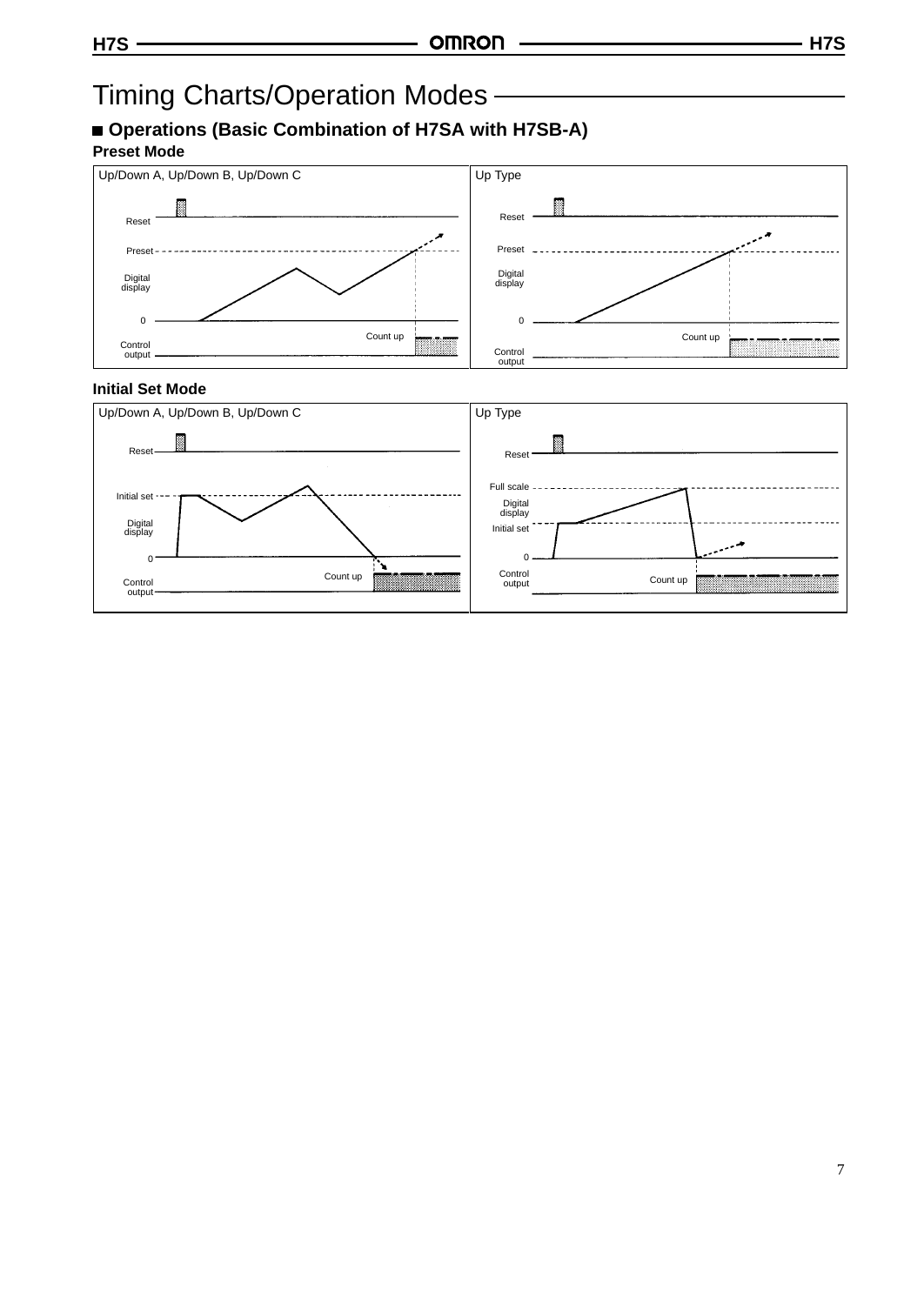# Timing Charts/Operation Modes

## ■ Operations (Basic Combination of H7SA with H7SB-A)

### Preset Mode

Up/Down A, Up/Down B, Up/Down C

Reset

Preset

Digital display

0

Count up

Control output

Up Type

Reset

Preset

Digital display

0

Count up

Control output

### Initial Set Mode

Up/Down A, Up/Down B, Up/Down C

Reset

Initial set

Digital display

0

Count up

Control output

Up Type

Reset

Full scale

Digital display

Initial set

0

Control output

Count up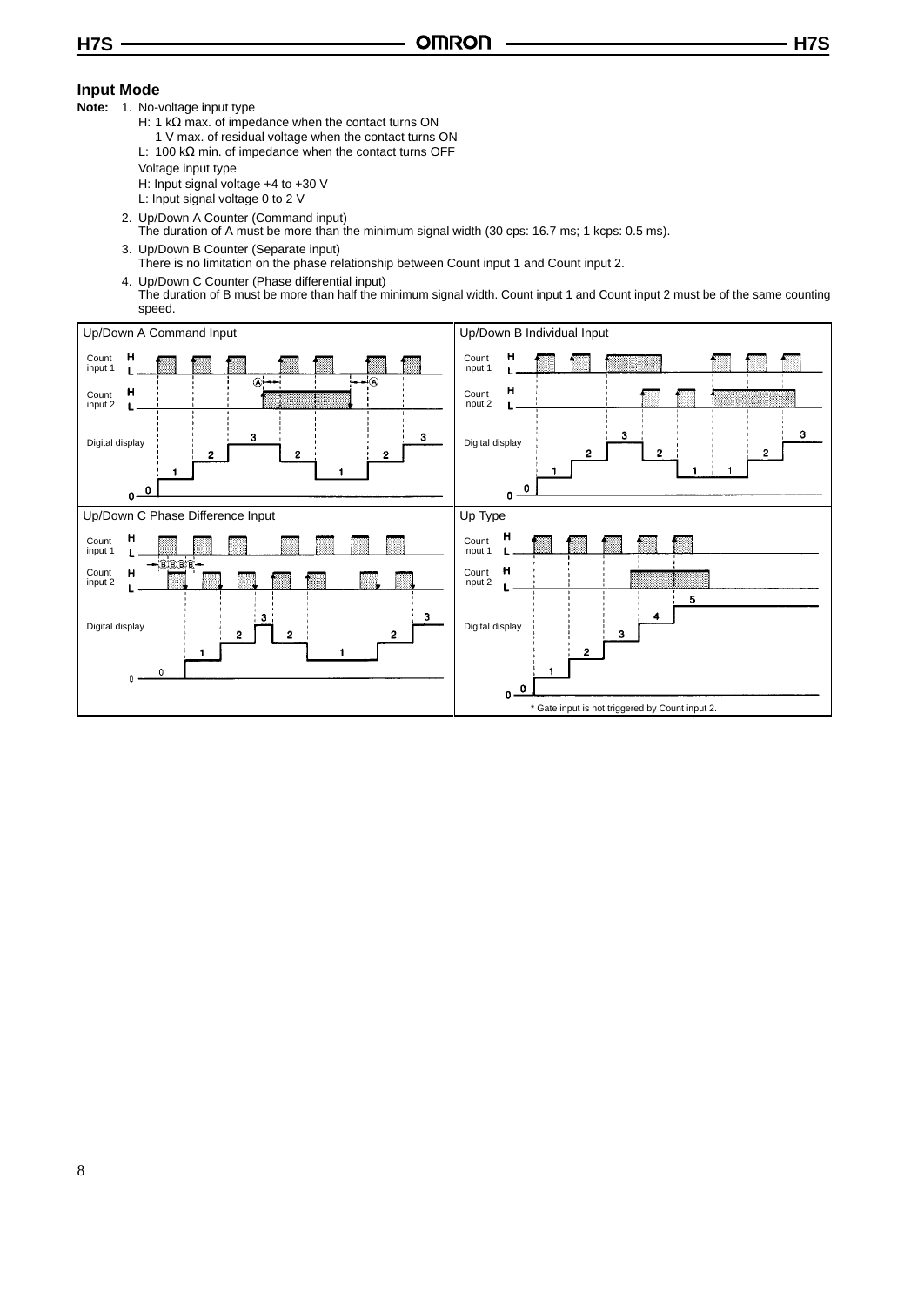### Input Mode

**Note:** 1. No-voltage input type

H: 1 kΩ max. of impedance when the contact turns ON
1 V max. of residual voltage when the contact turns ON
L: 100 kΩ min. of impedance when the contact turns OFF

Voltage input type

H: Input signal voltage +4 to +30 V
L: Input signal voltage 0 to 2 V

2. Up/Down A Counter (Command input)
The duration of A must be more than the minimum signal width (30 cps: 16.7 ms; 1 kcps: 0.5 ms).

3. Up/Down B Counter (Separate input)
There is no limitation on the phase relationship between Count input 1 and Count input 2.

4. Up/Down C Counter (Phase differential input)
The duration of B must be more than half the minimum signal width. Count input 1 and Count input 2 must be of the same counting speed.

Up/Down A Command Input

Up/Down B Individual Input

Up/Down C Phase Difference Input

Up Type

* Gate input is not triggered by Count input 2.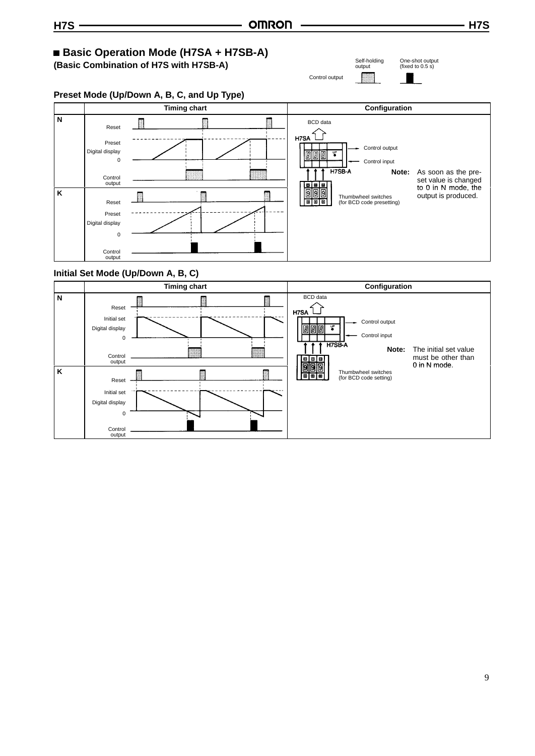## ■ Basic Operation Mode (H7SA + H7SB-A)

**(Basic Combination of H7S with H7SB-A)**

Control output: Self-holding output / One-shot output (fixed to 0.5 s)

### Preset Mode (Up/Down A, B, C, and Up Type)

| | Timing chart | Configuration |
|---|---|---|
| N | Reset<br>Preset<br>Digital display<br>0<br>Control output | BCD data<br>H7SA<br>Control output<br>Control input<br>H7SB-A<br>Thumbwheel switches (for BCD code presetting)<br>**Note:** As soon as the preset value is changed to 0 in N mode, the output is produced. |
| K | Reset<br>Preset<br>Digital display<br>0<br>Control output | |

### Initial Set Mode (Up/Down A, B, C)

| | Timing chart | Configuration |
|---|---|---|
| N | Reset<br>Initial set<br>Digital display<br>0<br>Control output | BCD data<br>H7SA<br>Control output<br>Control input<br>H7SB-A<br>Thumbwheel switches (for BCD code setting)<br>**Note:** The initial set value must be other than 0 in N mode. |
| K | Reset<br>Initial set<br>Digital display<br>0<br>Control output | |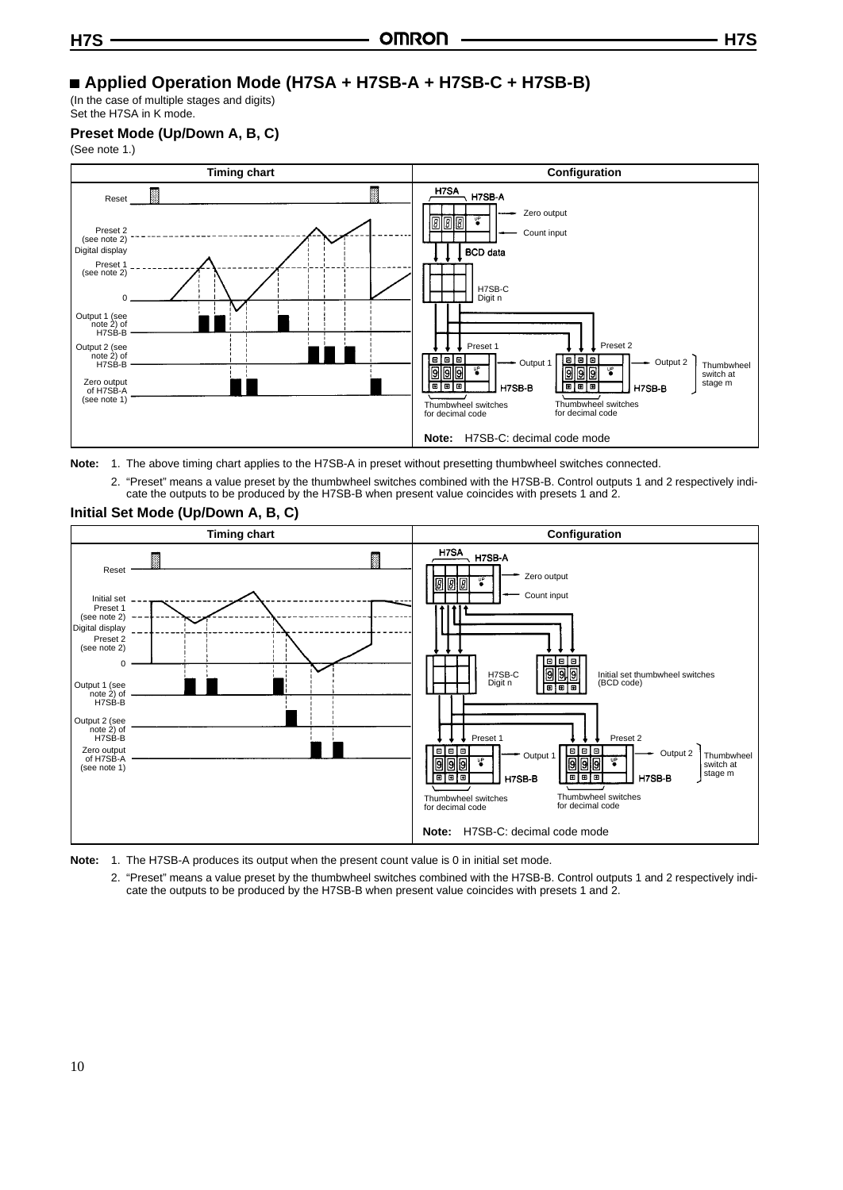## ■ Applied Operation Mode (H7SA + H7SB-A + H7SB-C + H7SB-B)

(In the case of multiple stages and digits)
Set the H7SA in K mode.

### Preset Mode (Up/Down A, B, C)

(See note 1.)

| Timing chart | Configuration |
| --- | --- |
| Reset<br>Preset 2 (see note 2)<br>Digital display<br>Preset 1 (see note 2)<br>0<br>Output 1 (see note 2) of H7SB-B<br>Output 2 (see note 2) of H7SB-B<br>Zero output of H7SB-A (see note 1) | H7SA H7SB-A<br>Zero output<br>Count input<br>BCD data<br>H7SB-C Digit n<br>Preset 1<br>Preset 2<br>Output 1<br>Output 2<br>H7SB-B<br>H7SB-B<br>Thumbwheel switch at stage m<br>Thumbwheel switches for decimal code<br>Thumbwheel switches for decimal code<br>**Note:** H7SB-C: decimal code mode |

**Note:** 1. The above timing chart applies to the H7SB-A in preset without presetting thumbwheel switches connected.

2. "Preset" means a value preset by the thumbwheel switches combined with the H7SB-B. Control outputs 1 and 2 respectively indicate the outputs to be produced by the H7SB-B when present value coincides with presets 1 and 2.

### Initial Set Mode (Up/Down A, B, C)

| Timing chart | Configuration |
| --- | --- |
| Reset<br>Initial set<br>Preset 1 (see note 2)<br>Digital display<br>Preset 2 (see note 2)<br>0<br>Output 1 (see note 2) of H7SB-B<br>Output 2 (see note 2) of H7SB-B<br>Zero output of H7SB-A (see note 1) | H7SA H7SB-A<br>Zero output<br>Count input<br>H7SB-C Digit n<br>Initial set thumbwheel switches (BCD code)<br>Preset 1<br>Preset 2<br>Output 1<br>Output 2<br>H7SB-B<br>H7SB-B<br>Thumbwheel switch at stage m<br>Thumbwheel switches for decimal code<br>Thumbwheel switches for decimal code<br>**Note:** H7SB-C: decimal code mode |

**Note:** 1. The H7SB-A produces its output when the present count value is 0 in initial set mode.

2. "Preset" means a value preset by the thumbwheel switches combined with the H7SB-B. Control outputs 1 and 2 respectively indicate the outputs to be produced by the H7SB-B when present value coincides with presets 1 and 2.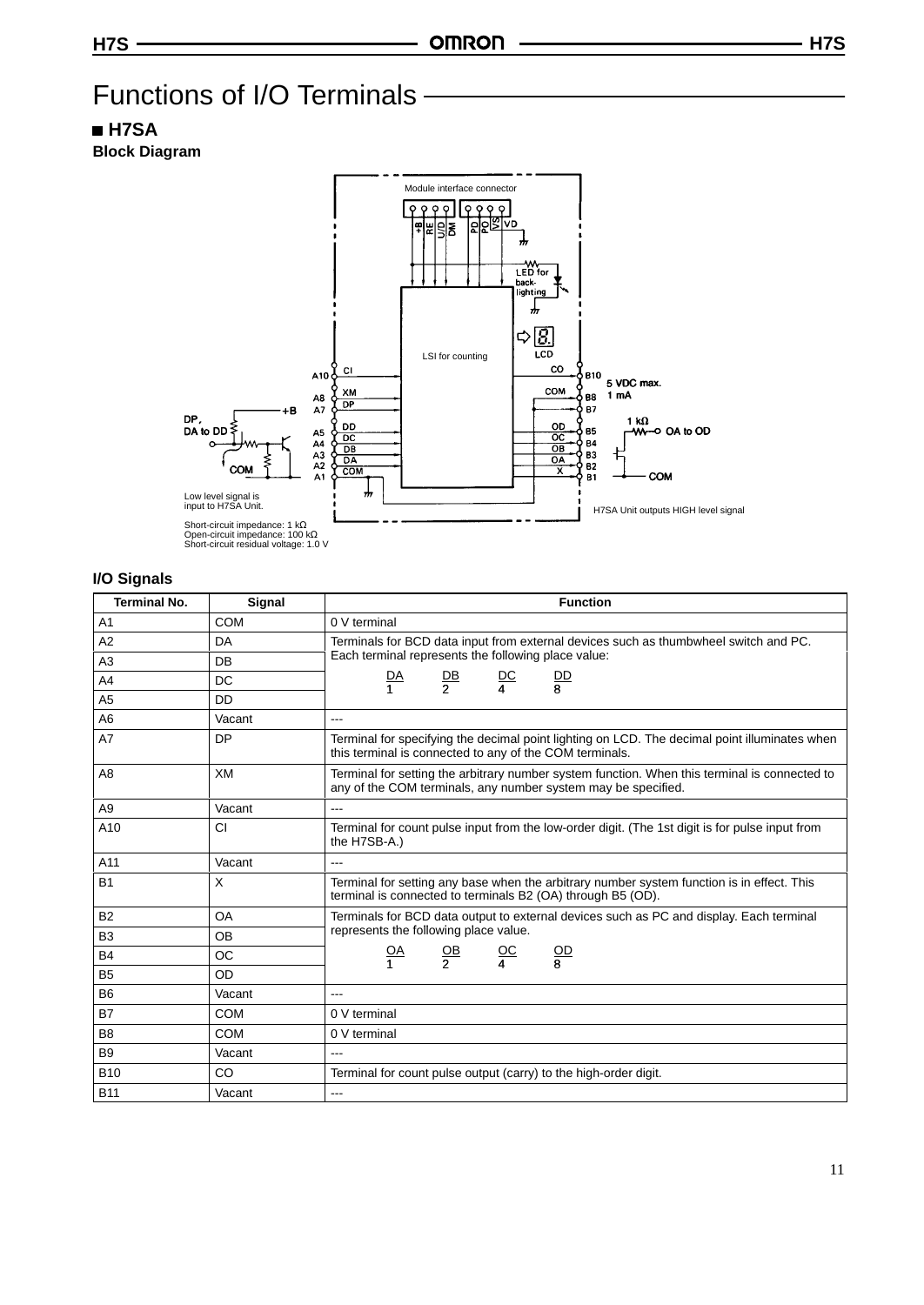# Functions of I/O Terminals

## ■ H7SA

### Block Diagram

Module interface connector

+B RE U/D DM PD PO VS VD

LED for back-lighting

LSI for counting

LCD

A10 CI
A8 XM
A7 DP
A5 DD
A4 DC
A3 DB
A2 DA
A1 COM

B10 CO
B8 COM
B7
B5 OD
B4 OC
B3 OB
B2 OA
B1 X

5 VDC max.
1 mA

1 kΩ OA to OD

COM

DP, DA to DD

+B

COM

Low level signal is input to H7SA Unit.

Short-circuit impedance: 1 kΩ
Open-circuit impedance: 100 kΩ
Short-circuit residual voltage: 1.0 V

H7SA Unit outputs HIGH level signal

### I/O Signals

| Terminal No. | Signal | Function |
|---|---|---|
| A1 | COM | 0 V terminal |
| A2 | DA | Terminals for BCD data input from external devices such as thumbwheel switch and PC. Each terminal represents the following place value: DA = 1, DB = 2, DC = 4, DD = 8 |
| A3 | DB | |
| A4 | DC | |
| A5 | DD | |
| A6 | Vacant | --- |
| A7 | DP | Terminal for specifying the decimal point lighting on LCD. The decimal point illuminates when this terminal is connected to any of the COM terminals. |
| A8 | XM | Terminal for setting the arbitrary number system function. When this terminal is connected to any of the COM terminals, any number system may be specified. |
| A9 | Vacant | --- |
| A10 | CI | Terminal for count pulse input from the low-order digit. (The 1st digit is for pulse input from the H7SB-A.) |
| A11 | Vacant | --- |
| B1 | X | Terminal for setting any base when the arbitrary number system function is in effect. This terminal is connected to terminals B2 (OA) through B5 (OD). |
| B2 | OA | Terminals for BCD data output to external devices such as PC and display. Each terminal represents the following place value. OA = 1, OB = 2, OC = 4, OD = 8 |
| B3 | OB | |
| B4 | OC | |
| B5 | OD | |
| B6 | Vacant | --- |
| B7 | COM | 0 V terminal |
| B8 | COM | 0 V terminal |
| B9 | Vacant | --- |
| B10 | CO | Terminal for count pulse output (carry) to the high-order digit. |
| B11 | Vacant | --- |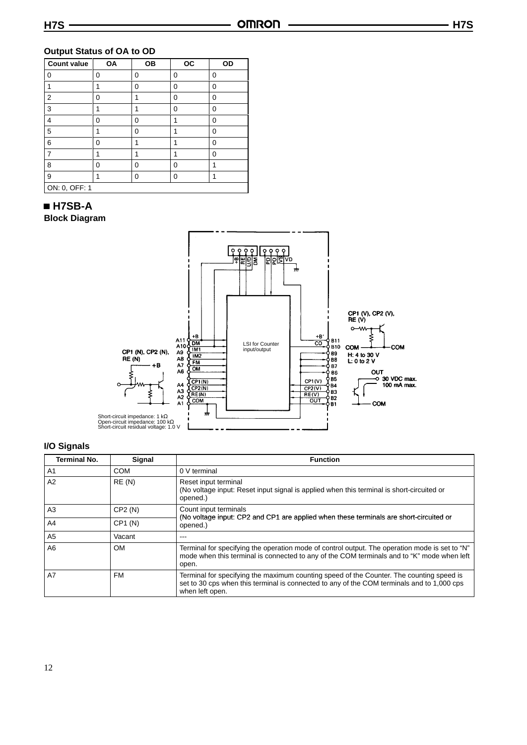### Output Status of OA to OD

| Count value | OA | OB | OC | OD |
|---|---|---|---|---|
| 0 | 0 | 0 | 0 | 0 |
| 1 | 1 | 0 | 0 | 0 |
| 2 | 0 | 1 | 0 | 0 |
| 3 | 1 | 1 | 0 | 0 |
| 4 | 0 | 0 | 1 | 0 |
| 5 | 1 | 0 | 1 | 0 |
| 6 | 0 | 1 | 1 | 0 |
| 7 | 1 | 1 | 1 | 0 |
| 8 | 0 | 0 | 0 | 1 |
| 9 | 1 | 0 | 0 | 1 |
| ON: 0, OFF: 1 | | | | |

## ■ H7SB-A

### Block Diagram

LSI for Counter input/output

CP1 (N), CP2 (N), RE (N)

Short-circuit impedance: 1 kΩ
Open-circuit impedance: 100 kΩ
Short-circuit residual voltage: 1.0 V

CP1 (V), CP2 (V), RE (V)

H: 4 to 30 V
L: 0 to 2 V

OUT
30 VDC max.
100 mA max.

### I/O Signals

| Terminal No. | Signal | Function |
|---|---|---|
| A1 | COM | 0 V terminal |
| A2 | RE (N) | Reset input terminal<br>(No voltage input: Reset input signal is applied when this terminal is short-circuited or opened.) |
| A3 | CP2 (N) | Count input terminals<br>(No voltage input: CP2 and CP1 are applied when these terminals are short-circuited or opened.) |
| A4 | CP1 (N) | |
| A5 | Vacant | --- |
| A6 | OM | Terminal for specifying the operation mode of control output. The operation mode is set to "N" mode when this terminal is connected to any of the COM terminals and to "K" mode when left open. |
| A7 | FM | Terminal for specifying the maximum counting speed of the Counter. The counting speed is set to 30 cps when this terminal is connected to any of the COM terminals and to 1,000 cps when left open. |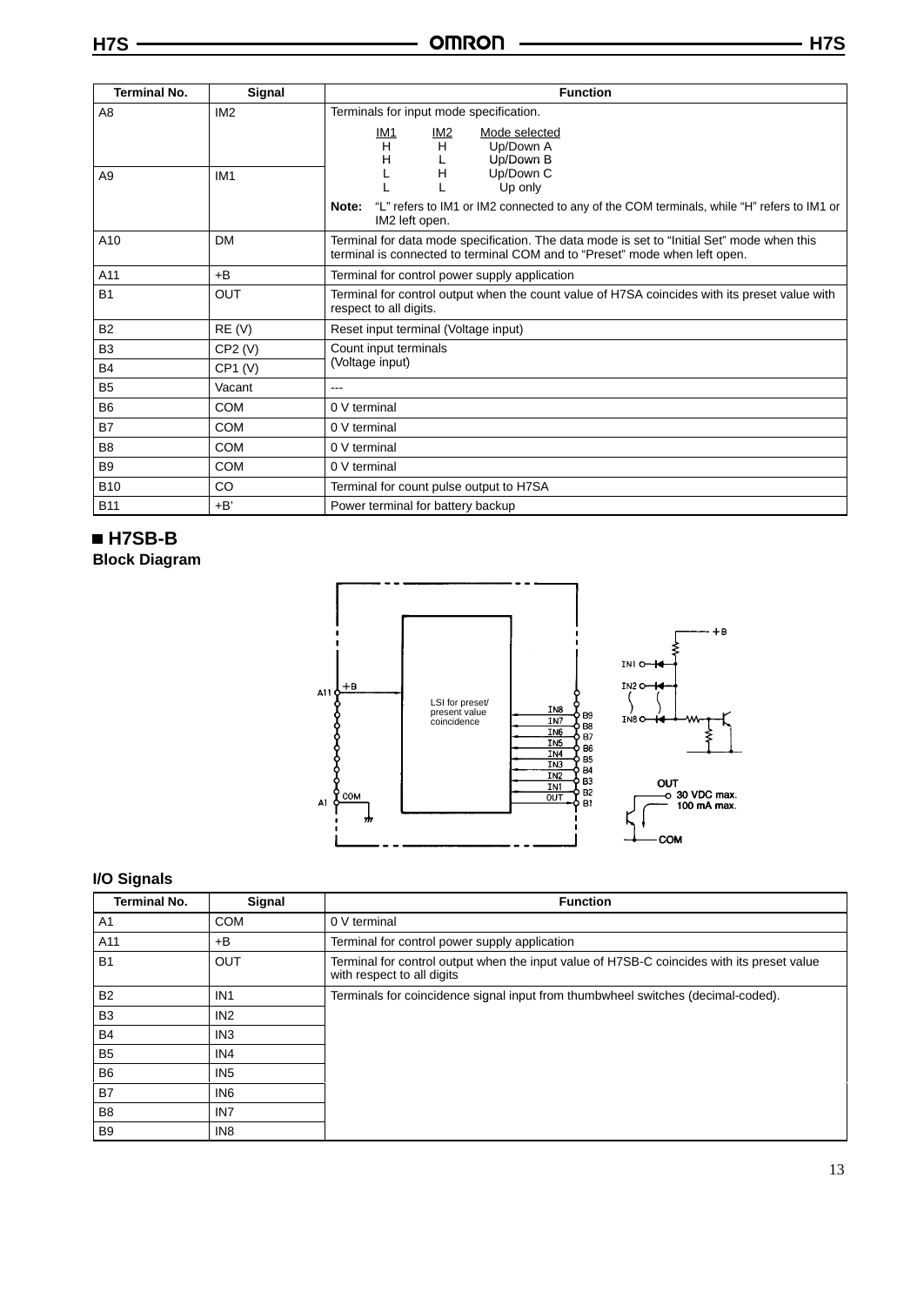| Terminal No. | Signal | Function |
|---|---|---|
| A8 | IM2 | Terminals for input mode specification.<br>IM1 / IM2 / Mode selected<br>H / H / Up/Down A<br>H / L / Up/Down B<br>L / H / Up/Down C<br>L / L / Up only<br>**Note:** "L" refers to IM1 or IM2 connected to any of the COM terminals, while "H" refers to IM1 or IM2 left open. |
| A9 | IM1 | |
| A10 | DM | Terminal for data mode specification. The data mode is set to "Initial Set" mode when this terminal is connected to terminal COM and to "Preset" mode when left open. |
| A11 | +B | Terminal for control power supply application |
| B1 | OUT | Terminal for control output when the count value of H7SA coincides with its preset value with respect to all digits. |
| B2 | RE (V) | Reset input terminal (Voltage input) |
| B3 | CP2 (V) | Count input terminals (Voltage input) |
| B4 | CP1 (V) | |
| B5 | Vacant | --- |
| B6 | COM | 0 V terminal |
| B7 | COM | 0 V terminal |
| B8 | COM | 0 V terminal |
| B9 | COM | 0 V terminal |
| B10 | CO | Terminal for count pulse output to H7SA |
| B11 | +B' | Power terminal for battery backup |

## ■ H7SB-B

### Block Diagram

LSI for preset/ present value coincidence

A11 +B, A1 COM, IN8 B9, IN7 B8, IN6 B7, IN5 B6, IN4 B5, IN3 B4, IN2 B3, IN1 B2, OUT B1

OUT 30 VDC max. 100 mA max.

### I/O Signals

| Terminal No. | Signal | Function |
|---|---|---|
| A1 | COM | 0 V terminal |
| A11 | +B | Terminal for control power supply application |
| B1 | OUT | Terminal for control output when the input value of H7SB-C coincides with its preset value with respect to all digits |
| B2 | IN1 | Terminals for coincidence signal input from thumbwheel switches (decimal-coded). |
| B3 | IN2 | |
| B4 | IN3 | |
| B5 | IN4 | |
| B6 | IN5 | |
| B7 | IN6 | |
| B8 | IN7 | |
| B9 | IN8 | |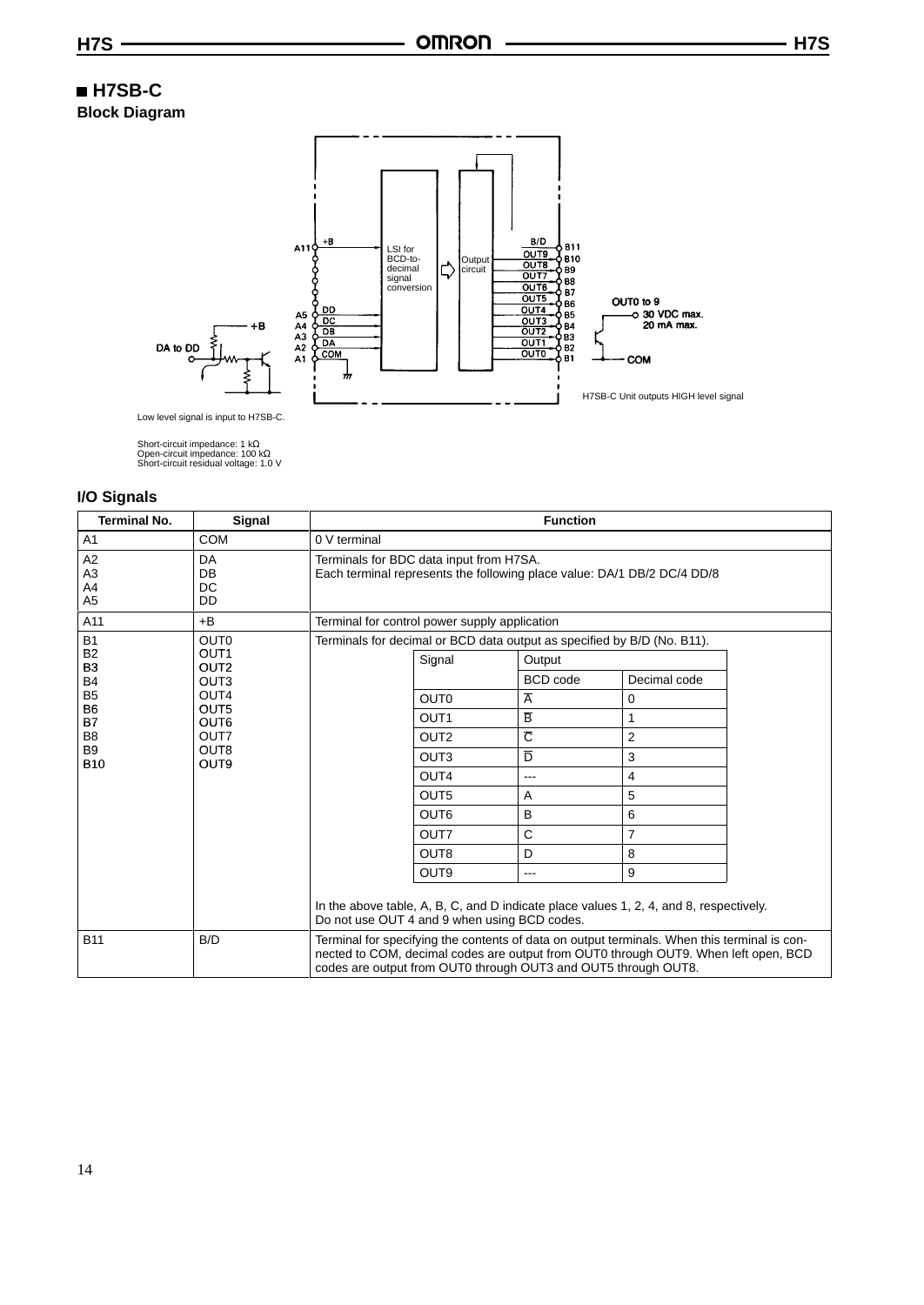## ■ H7SB-C

### Block Diagram

Low level signal is input to H7SB-C.

Short-circuit impedance: 1 kΩ
Open-circuit impedance: 100 kΩ
Short-circuit residual voltage: 1.0 V

H7SB-C Unit outputs HIGH level signal

### I/O Signals

| Terminal No. | Signal | Function | | | |
|---|---|---|---|---|---|
| A1 | COM | 0 V terminal | | | |
| A2<br>A3<br>A4<br>A5 | DA<br>DB<br>DC<br>DD | Terminals for BDC data input from H7SA.<br>Each terminal represents the following place value: DA/1 DB/2 DC/4 DD/8 | | | |
| A11 | +B | Terminal for control power supply application | | | |
| B1<br>B2<br>B3<br>B4<br>B5<br>B6<br>B7<br>B8<br>B9<br>B10 | OUT0<br>OUT1<br>OUT2<br>OUT3<br>OUT4<br>OUT5<br>OUT6<br>OUT7<br>OUT8<br>OUT9 | Terminals for decimal or BCD data output as specified by B/D (No. B11). | | | |
| | | | Signal | Output | |
| | | | | BCD code | Decimal code |
| | | | OUT0 | $\overline{A}$ | 0 |
| | | | OUT1 | $\overline{B}$ | 1 |
| | | | OUT2 | $\overline{C}$ | 2 |
| | | | OUT3 | $\overline{D}$ | 3 |
| | | | OUT4 | --- | 4 |
| | | | OUT5 | A | 5 |
| | | | OUT6 | B | 6 |
| | | | OUT7 | C | 7 |
| | | | OUT8 | D | 8 |
| | | | OUT9 | --- | 9 |
| | | In the above table, A, B, C, and D indicate place values 1, 2, 4, and 8, respectively.<br>Do not use OUT 4 and 9 when using BCD codes. | | | |
| B11 | B/D | Terminal for specifying the contents of data on output terminals. When this terminal is connected to COM, decimal codes are output from OUT0 through OUT9. When left open, BCD codes are output from OUT0 through OUT3 and OUT5 through OUT8. | | | |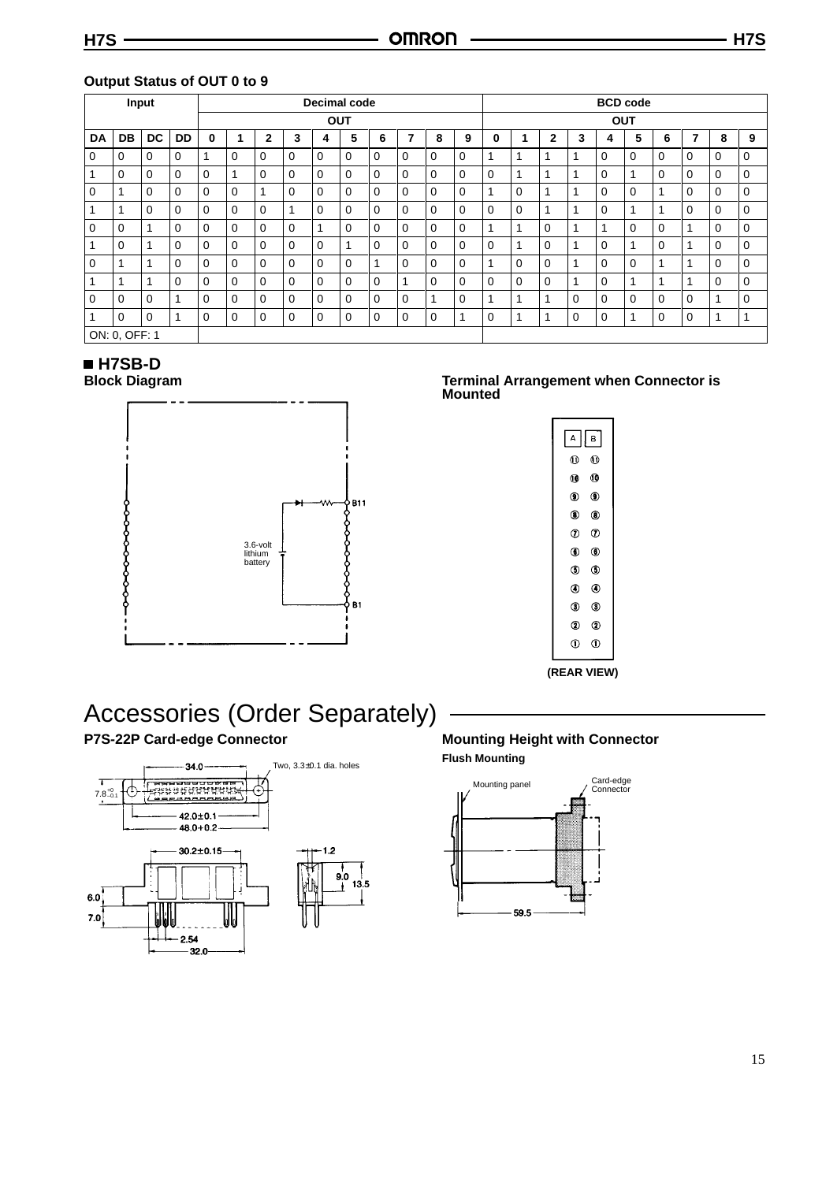### Output Status of OUT 0 to 9

| Input | | | | Decimal code | | | | | | | | | | BCD code | | | | | | | | | |
|---|---|---|---|---|---|---|---|---|---|---|---|---|---|---|---|---|---|---|---|---|---|---|---|
| | | | | OUT | | | | | | | | | | OUT | | | | | | | | | |
| DA | DB | DC | DD | 0 | 1 | 2 | 3 | 4 | 5 | 6 | 7 | 8 | 9 | 0 | 1 | 2 | 3 | 4 | 5 | 6 | 7 | 8 | 9 |
| 0 | 0 | 0 | 0 | 1 | 0 | 0 | 0 | 0 | 0 | 0 | 0 | 0 | 0 | 1 | 1 | 1 | 1 | 0 | 0 | 0 | 0 | 0 | 0 |
| 1 | 0 | 0 | 0 | 0 | 1 | 0 | 0 | 0 | 0 | 0 | 0 | 0 | 0 | 0 | 1 | 1 | 1 | 0 | 1 | 0 | 0 | 0 | 0 |
| 0 | 1 | 0 | 0 | 0 | 0 | 1 | 0 | 0 | 0 | 0 | 0 | 0 | 0 | 1 | 0 | 1 | 1 | 0 | 0 | 1 | 0 | 0 | 0 |
| 1 | 1 | 0 | 0 | 0 | 0 | 0 | 1 | 0 | 0 | 0 | 0 | 0 | 0 | 0 | 0 | 1 | 1 | 0 | 1 | 1 | 0 | 0 | 0 |
| 0 | 0 | 1 | 0 | 0 | 0 | 0 | 0 | 1 | 0 | 0 | 0 | 0 | 0 | 1 | 1 | 0 | 1 | 1 | 0 | 0 | 1 | 0 | 0 |
| 1 | 0 | 1 | 0 | 0 | 0 | 0 | 0 | 0 | 1 | 0 | 0 | 0 | 0 | 0 | 1 | 0 | 1 | 0 | 1 | 0 | 1 | 0 | 0 |
| 0 | 1 | 1 | 0 | 0 | 0 | 0 | 0 | 0 | 0 | 1 | 0 | 0 | 0 | 1 | 0 | 0 | 1 | 0 | 0 | 1 | 1 | 0 | 0 |
| 1 | 1 | 1 | 0 | 0 | 0 | 0 | 0 | 0 | 0 | 0 | 1 | 0 | 0 | 0 | 0 | 0 | 1 | 0 | 1 | 1 | 1 | 0 | 0 |
| 0 | 0 | 0 | 1 | 0 | 0 | 0 | 0 | 0 | 0 | 0 | 0 | 1 | 0 | 1 | 1 | 1 | 0 | 0 | 0 | 0 | 0 | 1 | 0 |
| 1 | 0 | 0 | 1 | 0 | 0 | 0 | 0 | 0 | 0 | 0 | 0 | 0 | 1 | 0 | 1 | 1 | 0 | 0 | 1 | 0 | 0 | 1 | 1 |
| ON: 0, OFF: 1 | | | | | | | | | | | | | | | | | | | | | | | |

## ■ H7SB-D

### Block Diagram

3.6-volt lithium battery

B11

B1

### Terminal Arrangement when Connector is Mounted

A B

⑪ ⑪
⑩ ⑩
⑨ ⑨
⑧ ⑧
⑦ ⑦
⑥ ⑥
⑤ ⑤
④ ④
③ ③
② ②
① ①

(REAR VIEW)

# Accessories (Order Separately)

### P7S-22P Card-edge Connector

Two, 3.3±0.1 dia. holes

34.0

$7.8^{+0}_{-0.1}$

42.0±0.1

48.0+0.2

30.2±0.15

1.2

9.0

13.5

6.0

7.0

2.54

32.0

### Mounting Height with Connector

**Flush Mounting**

Mounting panel

Card-edge Connector

59.5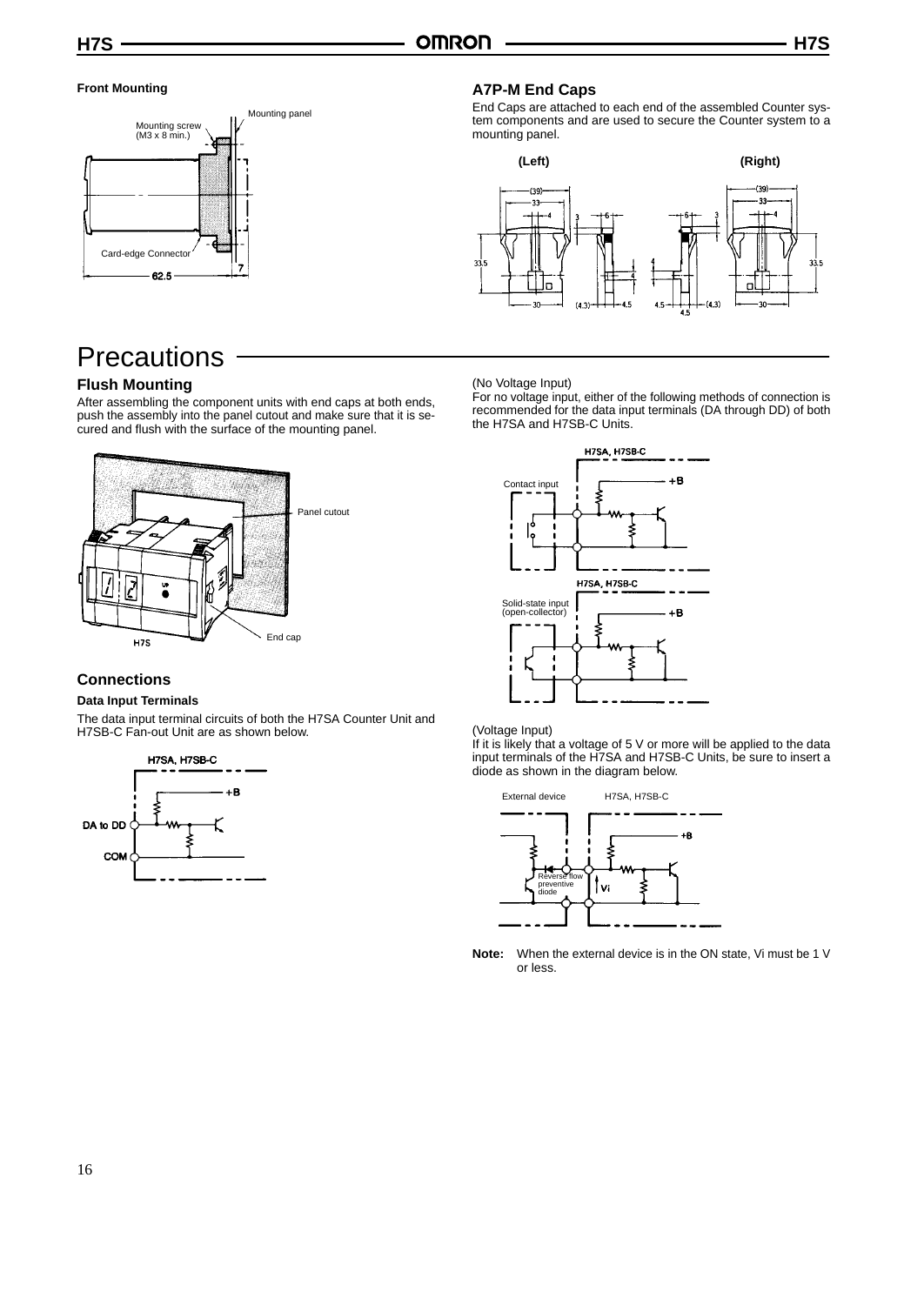**Front Mounting**

Mounting panel

Mounting screw (M3 x 8 min.)

Card-edge Connector

7

62.5

### A7P-M End Caps

End Caps are attached to each end of the assembled Counter system components and are used to secure the Counter system to a mounting panel.

**(Left)** **(Right)**

# Precautions

### Flush Mounting

After assembling the component units with end caps at both ends, push the assembly into the panel cutout and make sure that it is secured and flush with the surface of the mounting panel.

Panel cutout

End cap

H7S

### Connections

**Data Input Terminals**

The data input terminal circuits of both the H7SA Counter Unit and H7SB-C Fan-out Unit are as shown below.

H7SA, H7SB-C

+B

DA to DD

COM

(No Voltage Input)

For no voltage input, either of the following methods of connection is recommended for the data input terminals (DA through DD) of both the H7SA and H7SB-C Units.

H7SA, H7SB-C

Contact input

+B

H7SA, H7SB-C

Solid-state input (open-collector)

+B

(Voltage Input)

If it is likely that a voltage of 5 V or more will be applied to the data input terminals of the H7SA and H7SB-C Units, be sure to insert a diode as shown in the diagram below.

External device H7SA, H7SB-C

+B

Reverse flow preventive diode

Vi

**Note:** When the external device is in the ON state, Vi must be 1 V or less.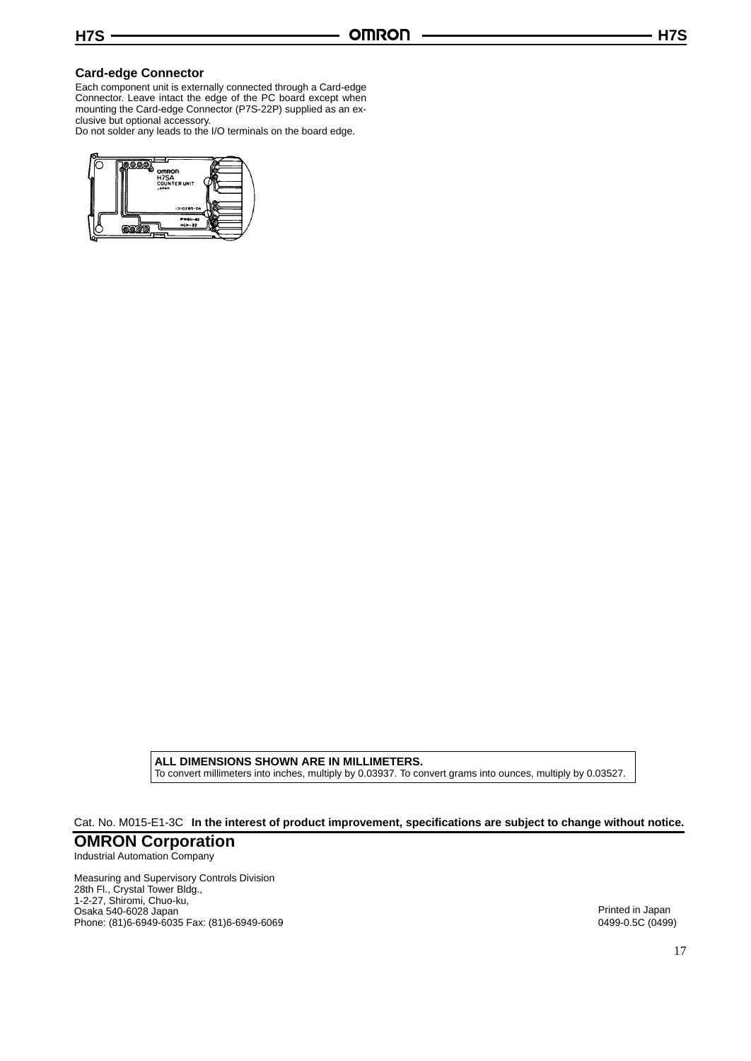### Card-edge Connector

Each component unit is externally connected through a Card-edge Connector. Leave intact the edge of the PC board except when mounting the Card-edge Connector (P7S-22P) supplied as an exclusive but optional accessory.
Do not solder any leads to the I/O terminals on the board edge.

**ALL DIMENSIONS SHOWN ARE IN MILLIMETERS.**
To convert millimeters into inches, multiply by 0.03937. To convert grams into ounces, multiply by 0.03527.

Cat. No. M015-E1-3C **In the interest of product improvement, specifications are subject to change without notice.**

**OMRON Corporation**
Industrial Automation Company

Measuring and Supervisory Controls Division
28th Fl., Crystal Tower Bldg.,
1-2-27, Shiromi, Chuo-ku,
Osaka 540-6028 Japan
Phone: (81)6-6949-6035 Fax: (81)6-6949-6069

Printed in Japan
0499-0.5C (0499)